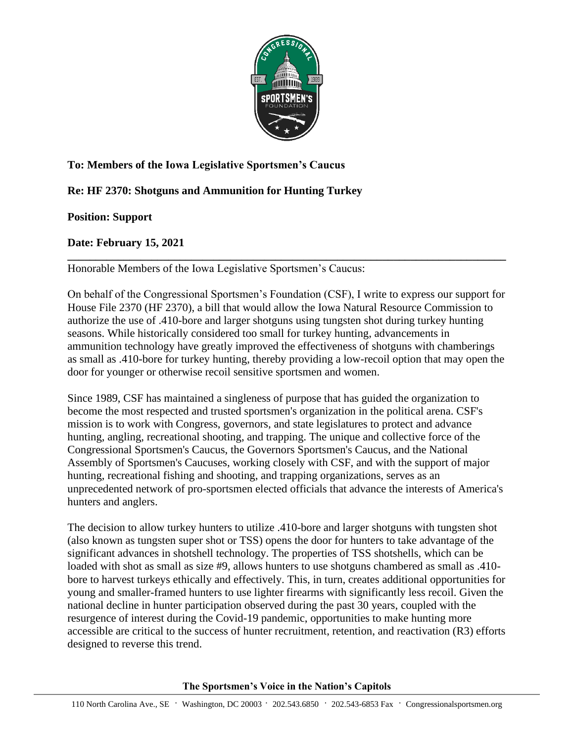**To: Members of the Iowa Legislative Sportsmen's Caucus**

**Re: HF 2370: Shotguns and Ammunition for Hunting Turkey**

**Position: Support**

**Date: February 15, 2021**

---

Honorable Members of the Iowa Legislative Sportsmen's Caucus:

On behalf of the Congressional Sportsmen's Foundation (CSF), I write to express our support for House File 2370 (HF 2370), a bill that would allow the Iowa Natural Resource Commission to authorize the use of .410-bore and larger shotguns using tungsten shot during turkey hunting seasons. While historically considered too small for turkey hunting, advancements in ammunition technology have greatly improved the effectiveness of shotguns with chamberings as small as .410-bore for turkey hunting, thereby providing a low-recoil option that may open the door for younger or otherwise recoil sensitive sportsmen and women.

Since 1989, CSF has maintained a singleness of purpose that has guided the organization to become the most respected and trusted sportsmen's organization in the political arena. CSF's mission is to work with Congress, governors, and state legislatures to protect and advance hunting, angling, recreational shooting, and trapping. The unique and collective force of the Congressional Sportsmen's Caucus, the Governors Sportsmen's Caucus, and the National Assembly of Sportsmen's Caucuses, working closely with CSF, and with the support of major hunting, recreational fishing and shooting, and trapping organizations, serves as an unprecedented network of pro-sportsmen elected officials that advance the interests of America's hunters and anglers.

The decision to allow turkey hunters to utilize .410-bore and larger shotguns with tungsten shot (also known as tungsten super shot or TSS) opens the door for hunters to take advantage of the significant advances in shotshell technology. The properties of TSS shotshells, which can be loaded with shot as small as size #9, allows hunters to use shotguns chambered as small as .410-bore to harvest turkeys ethically and effectively. This, in turn, creates additional opportunities for young and smaller-framed hunters to use lighter firearms with significantly less recoil. Given the national decline in hunter participation observed during the past 30 years, coupled with the resurgence of interest during the Covid-19 pandemic, opportunities to make hunting more accessible are critical to the success of hunter recruitment, retention, and reactivation (R3) efforts designed to reverse this trend.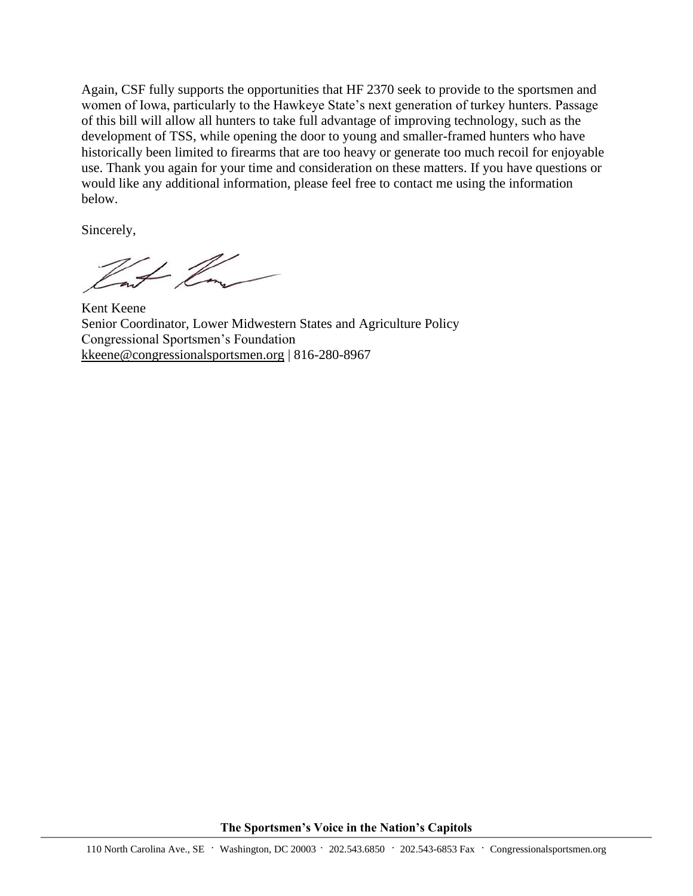Again, CSF fully supports the opportunities that HF 2370 seek to provide to the sportsmen and women of Iowa, particularly to the Hawkeye State's next generation of turkey hunters. Passage of this bill will allow all hunters to take full advantage of improving technology, such as the development of TSS, while opening the door to young and smaller-framed hunters who have historically been limited to firearms that are too heavy or generate too much recoil for enjoyable use. Thank you again for your time and consideration on these matters. If you have questions or would like any additional information, please feel free to contact me using the information below.

Sincerely,

Kent Keene
Senior Coordinator, Lower Midwestern States and Agriculture Policy
Congressional Sportsmen's Foundation
kkeene@congressionalsportsmen.org | 816-280-8967

**The Sportsmen's Voice in the Nation's Capitols**

110 North Carolina Ave., SE · Washington, DC 20003 · 202.543.6850 · 202.543-6853 Fax · Congressionalsportsmen.org